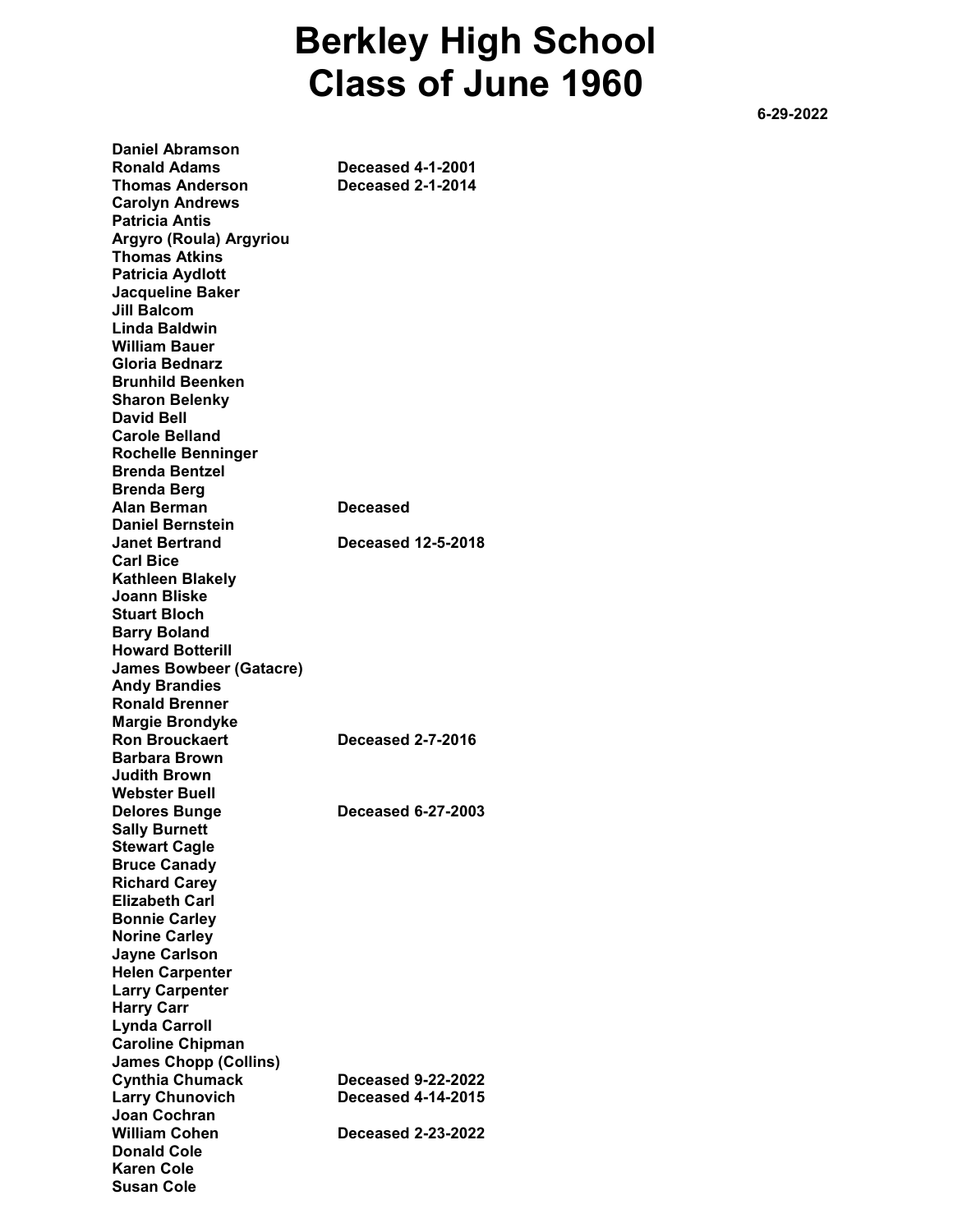# Berkley High School
# Class of June 1960

6-29-2022

| Name | Status |
| --- | --- |
| Daniel Abramson | |
| Ronald Adams | Deceased 4-1-2001 |
| Thomas Anderson | Deceased 2-1-2014 |
| Carolyn Andrews | |
| Patricia Antis | |
| Argyro (Roula) Argyriou | |
| Thomas Atkins | |
| Patricia Aydlott | |
| Jacqueline Baker | |
| Jill Balcom | |
| Linda Baldwin | |
| William Bauer | |
| Gloria Bednarz | |
| Brunhild Beenken | |
| Sharon Belenky | |
| David Bell | |
| Carole Belland | |
| Rochelle Benninger | |
| Brenda Bentzel | |
| Brenda Berg | |
| Alan Berman | Deceased |
| Daniel Bernstein | |
| Janet Bertrand | Deceased 12-5-2018 |
| Carl Bice | |
| Kathleen Blakely | |
| Joann Bliske | |
| Stuart Bloch | |
| Barry Boland | |
| Howard Botterill | |
| James Bowbeer (Gatacre) | |
| Andy Brandies | |
| Ronald Brenner | |
| Margie Brondyke | |
| Ron Brouckaert | Deceased 2-7-2016 |
| Barbara Brown | |
| Judith Brown | |
| Webster Buell | |
| Delores Bunge | Deceased 6-27-2003 |
| Sally Burnett | |
| Stewart Cagle | |
| Bruce Canady | |
| Richard Carey | |
| Elizabeth Carl | |
| Bonnie Carley | |
| Norine Carley | |
| Jayne Carlson | |
| Helen Carpenter | |
| Larry Carpenter | |
| Harry Carr | |
| Lynda Carroll | |
| Caroline Chipman | |
| James Chopp (Collins) | |
| Cynthia Chumack | Deceased 9-22-2022 |
| Larry Chunovich | Deceased 4-14-2015 |
| Joan Cochran | |
| William Cohen | Deceased 2-23-2022 |
| Donald Cole | |
| Karen Cole | |
| Susan Cole | |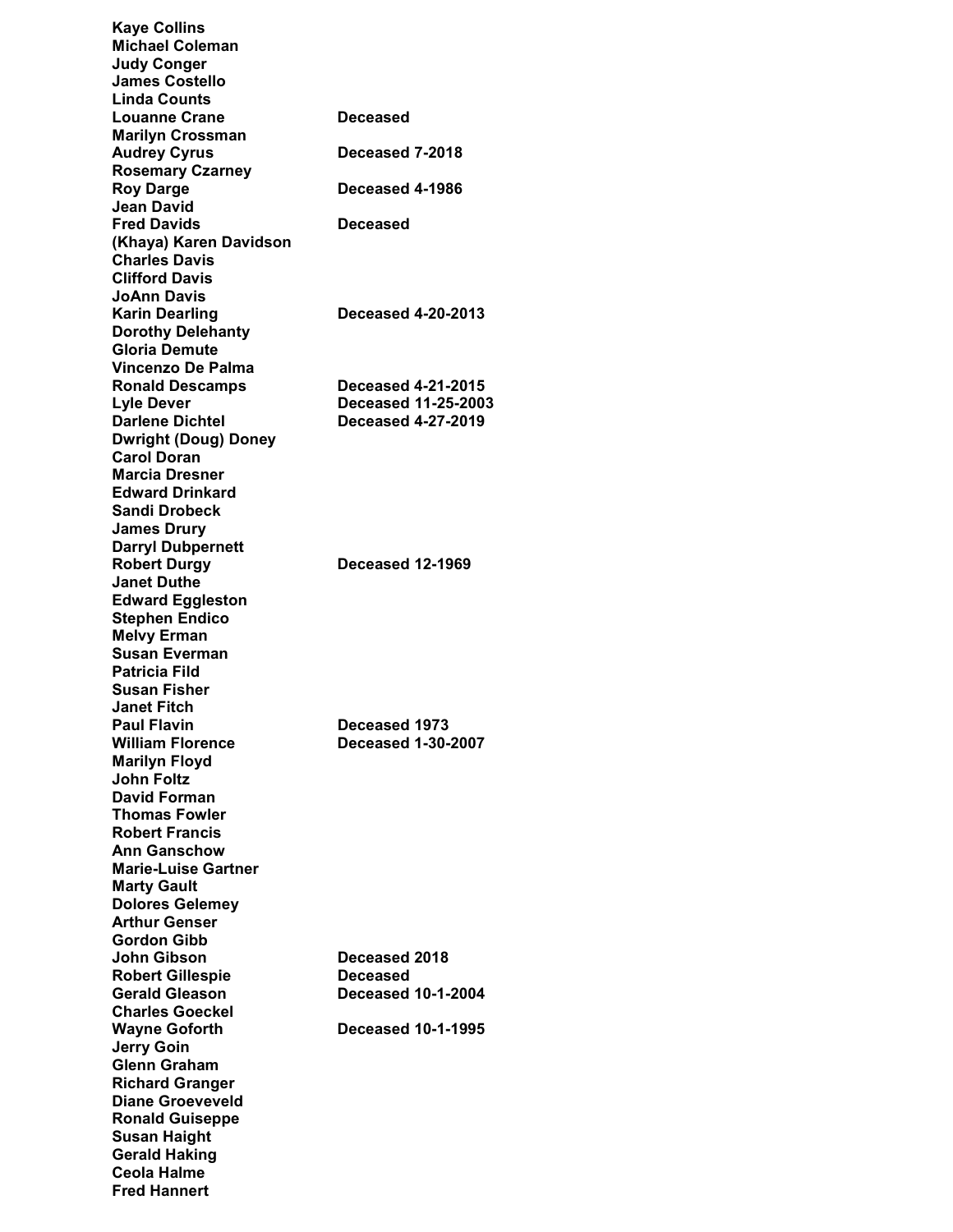| | |
|---|---|
| **Kaye Collins** | |
| **Michael Coleman** | |
| **Judy Conger** | |
| **James Costello** | |
| **Linda Counts** | |
| **Louanne Crane** | **Deceased** |
| **Marilyn Crossman** | |
| **Audrey Cyrus** | **Deceased 7-2018** |
| **Rosemary Czarney** | |
| **Roy Darge** | **Deceased 4-1986** |
| **Jean David** | |
| **Fred Davids** | **Deceased** |
| **(Khaya) Karen Davidson** | |
| **Charles Davis** | |
| **Clifford Davis** | |
| **JoAnn Davis** | |
| **Karin Dearling** | **Deceased 4-20-2013** |
| **Dorothy Delehanty** | |
| **Gloria Demute** | |
| **Vincenzo De Palma** | |
| **Ronald Descamps** | **Deceased 4-21-2015** |
| **Lyle Dever** | **Deceased 11-25-2003** |
| **Darlene Dichtel** | **Deceased 4-27-2019** |
| **Dwright (Doug) Doney** | |
| **Carol Doran** | |
| **Marcia Dresner** | |
| **Edward Drinkard** | |
| **Sandi Drobeck** | |
| **James Drury** | |
| **Darryl Dubpernett** | |
| **Robert Durgy** | **Deceased 12-1969** |
| **Janet Duthe** | |
| **Edward Eggleston** | |
| **Stephen Endico** | |
| **Melvy Erman** | |
| **Susan Everman** | |
| **Patricia Fild** | |
| **Susan Fisher** | |
| **Janet Fitch** | |
| **Paul Flavin** | **Deceased 1973** |
| **William Florence** | **Deceased 1-30-2007** |
| **Marilyn Floyd** | |
| **John Foltz** | |
| **David Forman** | |
| **Thomas Fowler** | |
| **Robert Francis** | |
| **Ann Ganschow** | |
| **Marie-Luise Gartner** | |
| **Marty Gault** | |
| **Dolores Gelemey** | |
| **Arthur Genser** | |
| **Gordon Gibb** | |
| **John Gibson** | **Deceased 2018** |
| **Robert Gillespie** | **Deceased** |
| **Gerald Gleason** | **Deceased 10-1-2004** |
| **Charles Goeckel** | |
| **Wayne Goforth** | **Deceased 10-1-1995** |
| **Jerry Goin** | |
| **Glenn Graham** | |
| **Richard Granger** | |
| **Diane Groeveveld** | |
| **Ronald Guiseppe** | |
| **Susan Haight** | |
| **Gerald Haking** | |
| **Ceola Halme** | |
| **Fred Hannert** | |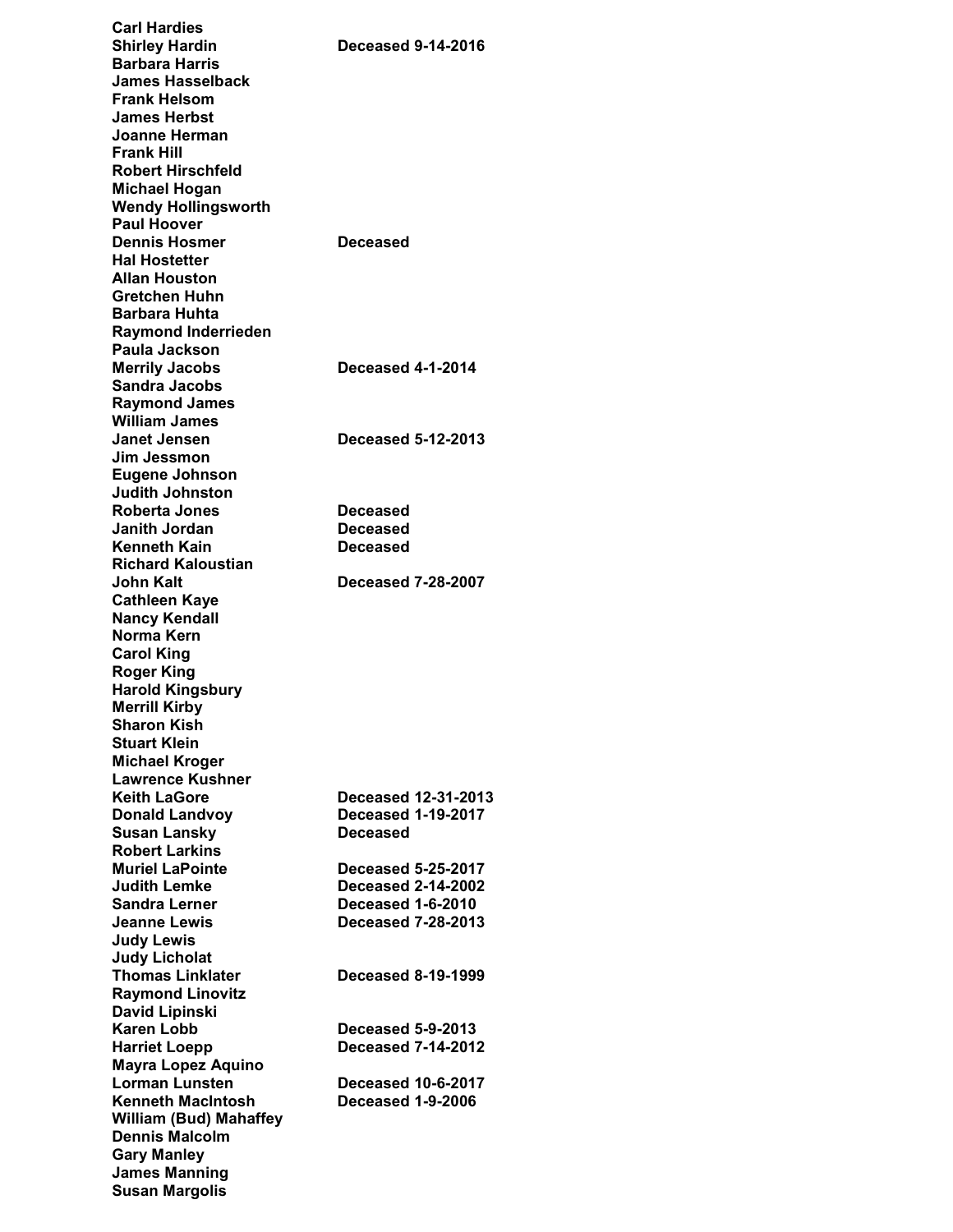| | |
|---|---|
| **Carl Hardies** | |
| **Shirley Hardin** | **Deceased 9-14-2016** |
| **Barbara Harris** | |
| **James Hasselback** | |
| **Frank Helsom** | |
| **James Herbst** | |
| **Joanne Herman** | |
| **Frank Hill** | |
| **Robert Hirschfeld** | |
| **Michael Hogan** | |
| **Wendy Hollingsworth** | |
| **Paul Hoover** | |
| **Dennis Hosmer** | **Deceased** |
| **Hal Hostetter** | |
| **Allan Houston** | |
| **Gretchen Huhn** | |
| **Barbara Huhta** | |
| **Raymond Inderrieden** | |
| **Paula Jackson** | |
| **Merrily Jacobs** | **Deceased 4-1-2014** |
| **Sandra Jacobs** | |
| **Raymond James** | |
| **William James** | |
| **Janet Jensen** | **Deceased 5-12-2013** |
| **Jim Jessmon** | |
| **Eugene Johnson** | |
| **Judith Johnston** | |
| **Roberta Jones** | **Deceased** |
| **Janith Jordan** | **Deceased** |
| **Kenneth Kain** | **Deceased** |
| **Richard Kaloustian** | |
| **John Kalt** | **Deceased 7-28-2007** |
| **Cathleen Kaye** | |
| **Nancy Kendall** | |
| **Norma Kern** | |
| **Carol King** | |
| **Roger King** | |
| **Harold Kingsbury** | |
| **Merrill Kirby** | |
| **Sharon Kish** | |
| **Stuart Klein** | |
| **Michael Kroger** | |
| **Lawrence Kushner** | |
| **Keith LaGore** | **Deceased 12-31-2013** |
| **Donald Landvoy** | **Deceased 1-19-2017** |
| **Susan Lansky** | **Deceased** |
| **Robert Larkins** | |
| **Muriel LaPointe** | **Deceased 5-25-2017** |
| **Judith Lemke** | **Deceased 2-14-2002** |
| **Sandra Lerner** | **Deceased 1-6-2010** |
| **Jeanne Lewis** | **Deceased 7-28-2013** |
| **Judy Lewis** | |
| **Judy Licholat** | |
| **Thomas Linklater** | **Deceased 8-19-1999** |
| **Raymond Linovitz** | |
| **David Lipinski** | |
| **Karen Lobb** | **Deceased 5-9-2013** |
| **Harriet Loepp** | **Deceased 7-14-2012** |
| **Mayra Lopez Aquino** | |
| **Lorman Lunsten** | **Deceased 10-6-2017** |
| **Kenneth MacIntosh** | **Deceased 1-9-2006** |
| **William (Bud) Mahaffey** | |
| **Dennis Malcolm** | |
| **Gary Manley** | |
| **James Manning** | |
| **Susan Margolis** | |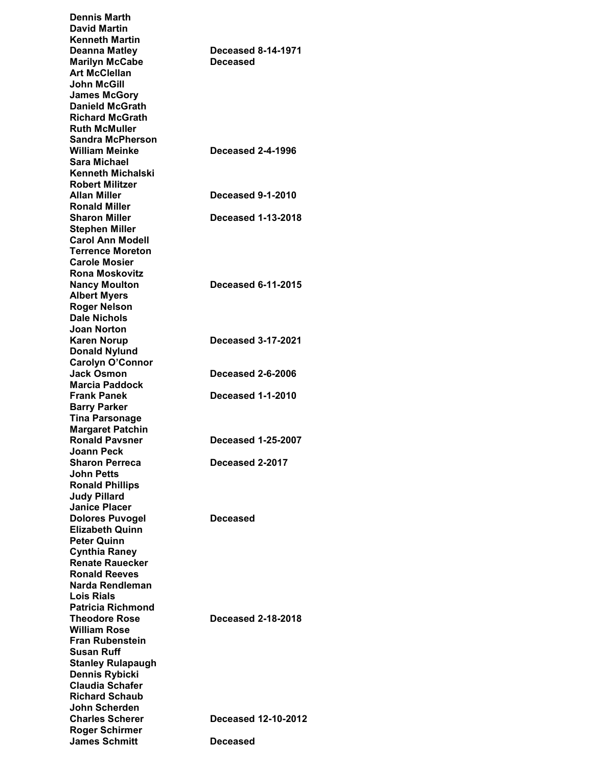| | |
|---|---|
| **Dennis Marth** | |
| **David Martin** | |
| **Kenneth Martin** | |
| **Deanna Matley** | **Deceased 8-14-1971** |
| **Marilyn McCabe** | **Deceased** |
| **Art McClellan** | |
| **John McGill** | |
| **James McGory** | |
| **Danield McGrath** | |
| **Richard McGrath** | |
| **Ruth McMuller** | |
| **Sandra McPherson** | |
| **William Meinke** | **Deceased 2-4-1996** |
| **Sara Michael** | |
| **Kenneth Michalski** | |
| **Robert Militzer** | |
| **Allan Miller** | **Deceased 9-1-2010** |
| **Ronald Miller** | |
| **Sharon Miller** | **Deceased 1-13-2018** |
| **Stephen Miller** | |
| **Carol Ann Modell** | |
| **Terrence Moreton** | |
| **Carole Mosier** | |
| **Rona Moskovitz** | |
| **Nancy Moulton** | **Deceased 6-11-2015** |
| **Albert Myers** | |
| **Roger Nelson** | |
| **Dale Nichols** | |
| **Joan Norton** | |
| **Karen Norup** | **Deceased 3-17-2021** |
| **Donald Nylund** | |
| **Carolyn O'Connor** | |
| **Jack Osmon** | **Deceased 2-6-2006** |
| **Marcia Paddock** | |
| **Frank Panek** | **Deceased 1-1-2010** |
| **Barry Parker** | |
| **Tina Parsonage** | |
| **Margaret Patchin** | |
| **Ronald Pavsner** | **Deceased 1-25-2007** |
| **Joann Peck** | |
| **Sharon Perreca** | **Deceased 2-2017** |
| **John Petts** | |
| **Ronald Phillips** | |
| **Judy Pillard** | |
| **Janice Placer** | |
| **Dolores Puvogel** | **Deceased** |
| **Elizabeth Quinn** | |
| **Peter Quinn** | |
| **Cynthia Raney** | |
| **Renate Rauecker** | |
| **Ronald Reeves** | |
| **Narda Rendleman** | |
| **Lois Rials** | |
| **Patricia Richmond** | |
| **Theodore Rose** | **Deceased 2-18-2018** |
| **William Rose** | |
| **Fran Rubenstein** | |
| **Susan Ruff** | |
| **Stanley Rulapaugh** | |
| **Dennis Rybicki** | |
| **Claudia Schafer** | |
| **Richard Schaub** | |
| **John Scherden** | |
| **Charles Scherer** | **Deceased 12-10-2012** |
| **Roger Schirmer** | |
| **James Schmitt** | **Deceased** |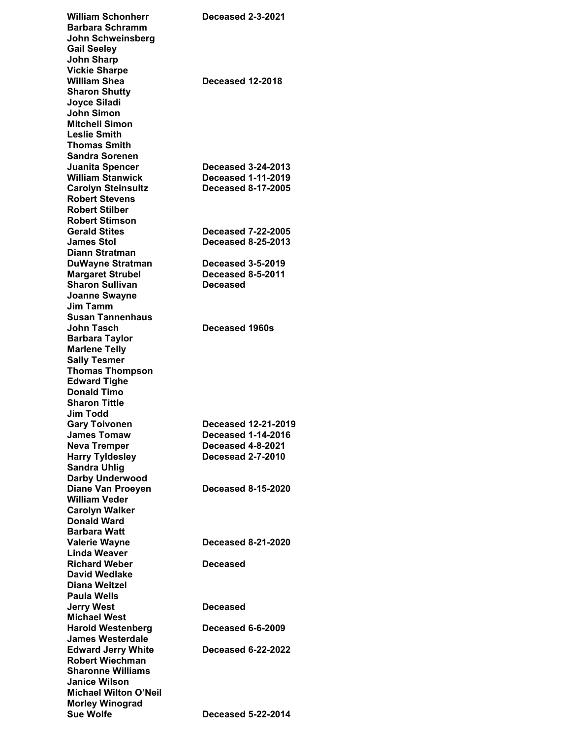| | |
|---|---|
| **William Schonherr** | **Deceased 2-3-2021** |
| **Barbara Schramm** | |
| **John Schweinsberg** | |
| **Gail Seeley** | |
| **John Sharp** | |
| **Vickie Sharpe** | |
| **William Shea** | **Deceased 12-2018** |
| **Sharon Shutty** | |
| **Joyce Siladi** | |
| **John Simon** | |
| **Mitchell Simon** | |
| **Leslie Smith** | |
| **Thomas Smith** | |
| **Sandra Sorenen** | |
| **Juanita Spencer** | **Deceased 3-24-2013** |
| **William Stanwick** | **Deceased 1-11-2019** |
| **Carolyn Steinsultz** | **Deceased 8-17-2005** |
| **Robert Stevens** | |
| **Robert Stilber** | |
| **Robert Stimson** | |
| **Gerald Stites** | **Deceased 7-22-2005** |
| **James Stol** | **Deceased 8-25-2013** |
| **Diann Stratman** | |
| **DuWayne Stratman** | **Deceased 3-5-2019** |
| **Margaret Strubel** | **Deceased 8-5-2011** |
| **Sharon Sullivan** | **Deceased** |
| **Joanne Swayne** | |
| **Jim Tamm** | |
| **Susan Tannenhaus** | |
| **John Tasch** | **Deceased 1960s** |
| **Barbara Taylor** | |
| **Marlene Telly** | |
| **Sally Tesmer** | |
| **Thomas Thompson** | |
| **Edward Tighe** | |
| **Donald Timo** | |
| **Sharon Tittle** | |
| **Jim Todd** | |
| **Gary Toivonen** | **Deceased 12-21-2019** |
| **James Tomaw** | **Deceased 1-14-2016** |
| **Neva Tremper** | **Deceased 4-8-2021** |
| **Harry Tyldesley** | **Decesead 2-7-2010** |
| **Sandra Uhlig** | |
| **Darby Underwood** | |
| **Diane Van Proeyen** | **Deceased 8-15-2020** |
| **William Veder** | |
| **Carolyn Walker** | |
| **Donald Ward** | |
| **Barbara Watt** | |
| **Valerie Wayne** | **Deceased 8-21-2020** |
| **Linda Weaver** | |
| **Richard Weber** | **Deceased** |
| **David Wedlake** | |
| **Diana Weitzel** | |
| **Paula Wells** | |
| **Jerry West** | **Deceased** |
| **Michael West** | |
| **Harold Westenberg** | **Deceased 6-6-2009** |
| **James Westerdale** | |
| **Edward Jerry White** | **Deceased 6-22-2022** |
| **Robert Wiechman** | |
| **Sharonne Williams** | |
| **Janice Wilson** | |
| **Michael Wilton O'Neil** | |
| **Morley Winograd** | |
| **Sue Wolfe** | **Deceased 5-22-2014** |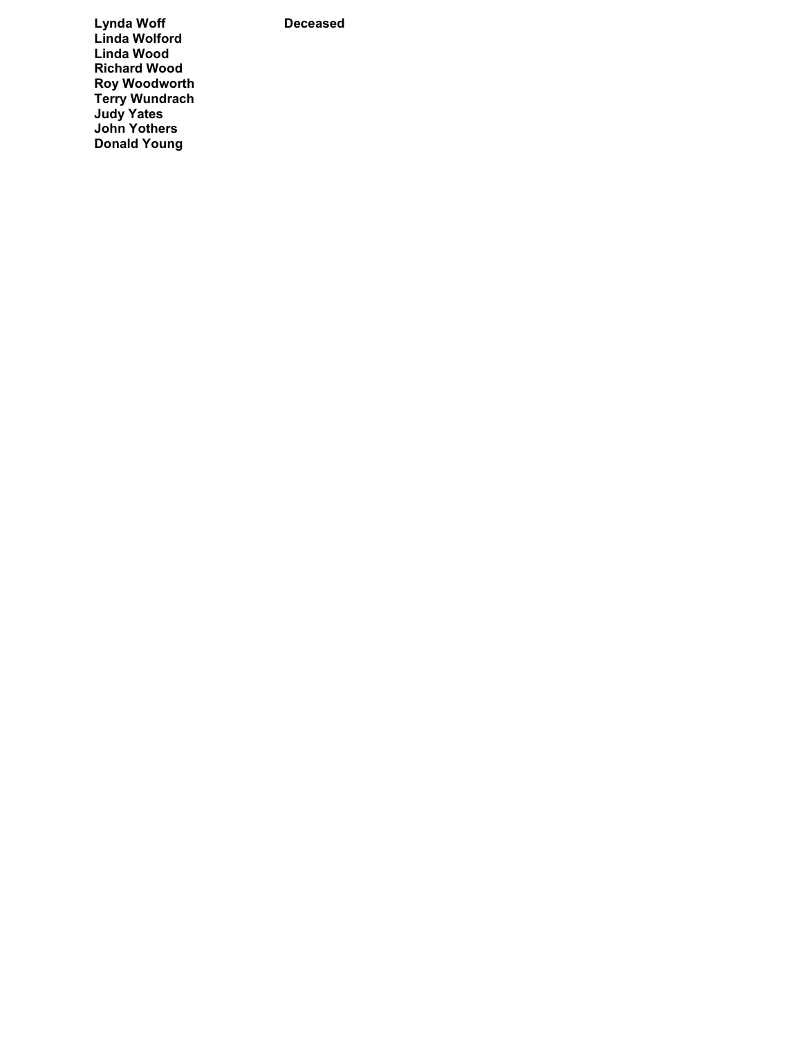| | |
|---|---|
| **Lynda Woff** | **Deceased** |
| **Linda Wolford** | |
| **Linda Wood** | |
| **Richard Wood** | |
| **Roy Woodworth** | |
| **Terry Wundrach** | |
| **Judy Yates** | |
| **John Yothers** | |
| **Donald Young** | |